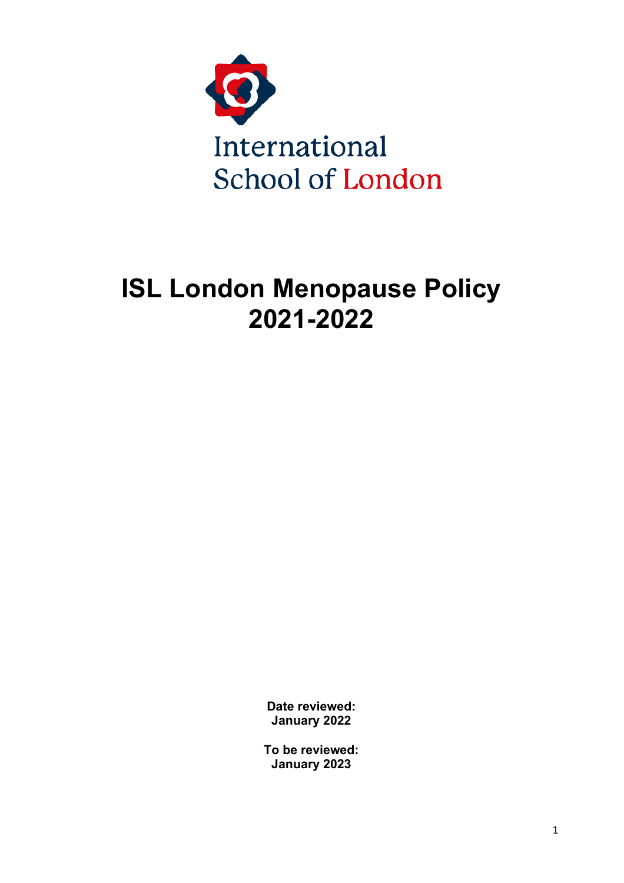International School of London

# ISL London Menopause Policy 2021-2022

**Date reviewed: January 2022**

**To be reviewed: January 2023**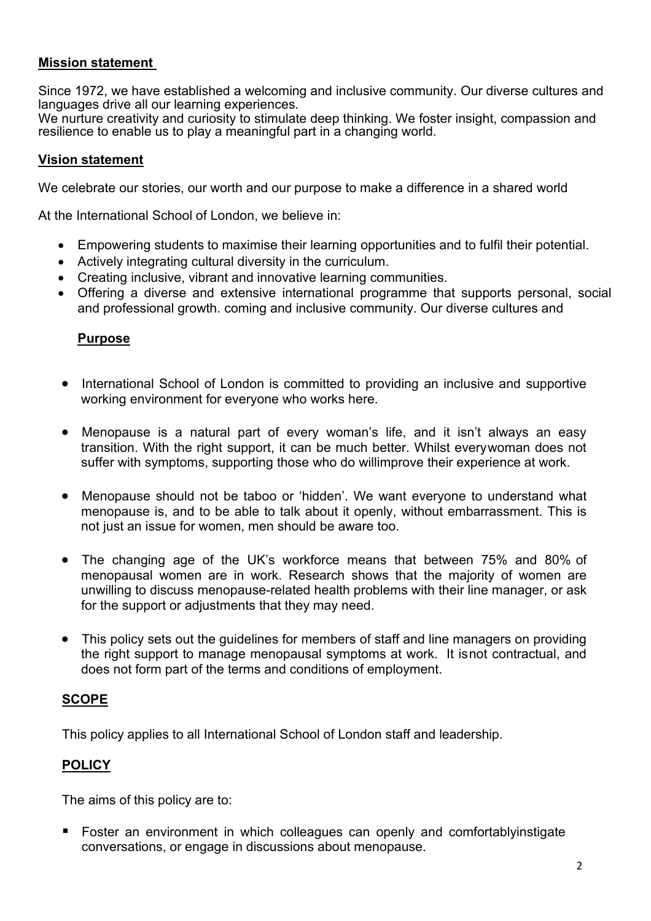**Mission statement**

Since 1972, we have established a welcoming and inclusive community. Our diverse cultures and languages drive all our learning experiences.
We nurture creativity and curiosity to stimulate deep thinking. We foster insight, compassion and resilience to enable us to play a meaningful part in a changing world.

**Vision statement**

We celebrate our stories, our worth and our purpose to make a difference in a shared world

At the International School of London, we believe in:

- Empowering students to maximise their learning opportunities and to fulfil their potential.
- Actively integrating cultural diversity in the curriculum.
- Creating inclusive, vibrant and innovative learning communities.
- Offering a diverse and extensive international programme that supports personal, social and professional growth. coming and inclusive community. Our diverse cultures and

**Purpose**

- International School of London is committed to providing an inclusive and supportive working environment for everyone who works here.
- Menopause is a natural part of every woman's life, and it isn't always an easy transition. With the right support, it can be much better. Whilst everywoman does not suffer with symptoms, supporting those who do willimprove their experience at work.
- Menopause should not be taboo or 'hidden'. We want everyone to understand what menopause is, and to be able to talk about it openly, without embarrassment. This is not just an issue for women, men should be aware too.
- The changing age of the UK's workforce means that between 75% and 80% of menopausal women are in work. Research shows that the majority of women are unwilling to discuss menopause-related health problems with their line manager, or ask for the support or adjustments that they may need.
- This policy sets out the guidelines for members of staff and line managers on providing the right support to manage menopausal symptoms at work. It isnot contractual, and does not form part of the terms and conditions of employment.

**SCOPE**

This policy applies to all International School of London staff and leadership.

**POLICY**

The aims of this policy are to:

- Foster an environment in which colleagues can openly and comfortablyinstigate conversations, or engage in discussions about menopause.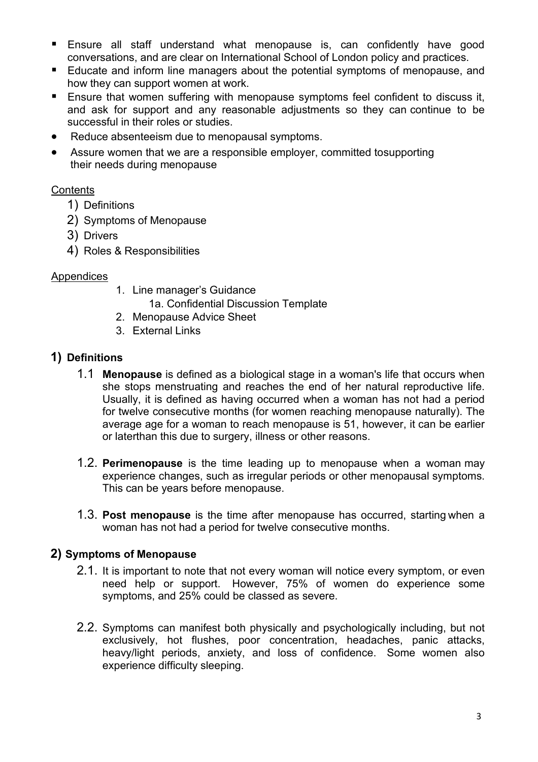- Ensure all staff understand what menopause is, can confidently have good conversations, and are clear on International School of London policy and practices.
- Educate and inform line managers about the potential symptoms of menopause, and how they can support women at work.
- Ensure that women suffering with menopause symptoms feel confident to discuss it, and ask for support and any reasonable adjustments so they can continue to be successful in their roles or studies.
- Reduce absenteeism due to menopausal symptoms.
- Assure women that we are a responsible employer, committed tosupporting their needs during menopause

Contents

1) Definitions
2) Symptoms of Menopause
3) Drivers
4) Roles & Responsibilities

Appendices

1. Line manager's Guidance
   1a. Confidential Discussion Template
2. Menopause Advice Sheet
3. External Links

## 1) Definitions

1.1 **Menopause** is defined as a biological stage in a woman's life that occurs when she stops menstruating and reaches the end of her natural reproductive life. Usually, it is defined as having occurred when a woman has not had a period for twelve consecutive months (for women reaching menopause naturally). The average age for a woman to reach menopause is 51, however, it can be earlier or laterthan this due to surgery, illness or other reasons.

1.2. **Perimenopause** is the time leading up to menopause when a woman may experience changes, such as irregular periods or other menopausal symptoms. This can be years before menopause.

1.3. **Post menopause** is the time after menopause has occurred, starting when a woman has not had a period for twelve consecutive months.

## 2) Symptoms of Menopause

2.1. It is important to note that not every woman will notice every symptom, or even need help or support. However, 75% of women do experience some symptoms, and 25% could be classed as severe.

2.2. Symptoms can manifest both physically and psychologically including, but not exclusively, hot flushes, poor concentration, headaches, panic attacks, heavy/light periods, anxiety, and loss of confidence. Some women also experience difficulty sleeping.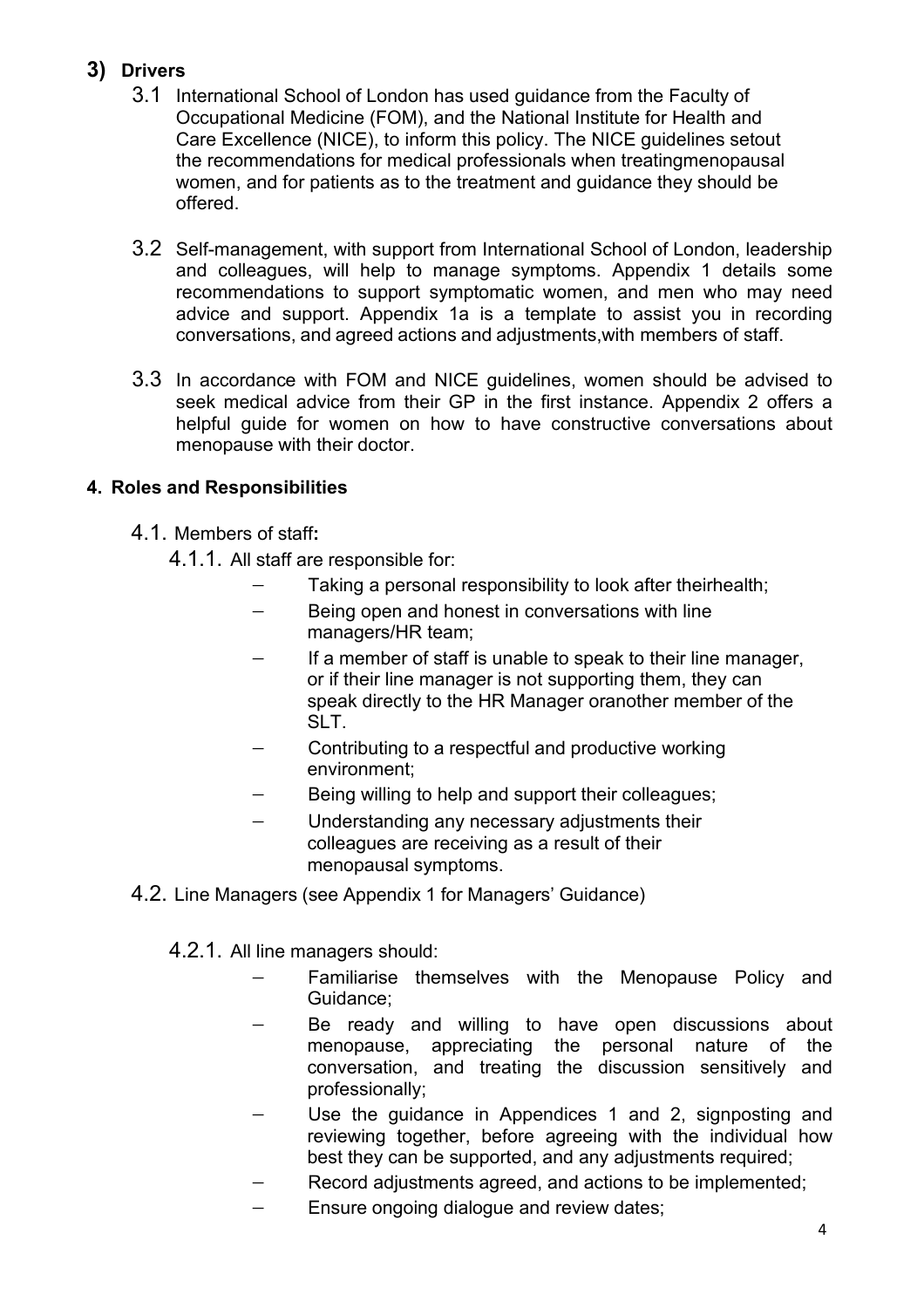## 3) Drivers

3.1 International School of London has used guidance from the Faculty of Occupational Medicine (FOM), and the National Institute for Health and Care Excellence (NICE), to inform this policy. The NICE guidelines setout the recommendations for medical professionals when treatingmenopausal women, and for patients as to the treatment and guidance they should be offered.

3.2 Self-management, with support from International School of London, leadership and colleagues, will help to manage symptoms. Appendix 1 details some recommendations to support symptomatic women, and men who may need advice and support. Appendix 1a is a template to assist you in recording conversations, and agreed actions and adjustments,with members of staff.

3.3 In accordance with FOM and NICE guidelines, women should be advised to seek medical advice from their GP in the first instance. Appendix 2 offers a helpful guide for women on how to have constructive conversations about menopause with their doctor.

## 4. Roles and Responsibilities

4.1. Members of staff**:**

4.1.1. All staff are responsible for:

- Taking a personal responsibility to look after theirhealth;
- Being open and honest in conversations with line managers/HR team;
- If a member of staff is unable to speak to their line manager, or if their line manager is not supporting them, they can speak directly to the HR Manager oranother member of the SLT.
- Contributing to a respectful and productive working environment;
- Being willing to help and support their colleagues;
- Understanding any necessary adjustments their colleagues are receiving as a result of their menopausal symptoms.

4.2. Line Managers (see Appendix 1 for Managers' Guidance)

4.2.1. All line managers should:

- Familiarise themselves with the Menopause Policy and Guidance;
- Be ready and willing to have open discussions about menopause, appreciating the personal nature of the conversation, and treating the discussion sensitively and professionally;
- Use the guidance in Appendices 1 and 2, signposting and reviewing together, before agreeing with the individual how best they can be supported, and any adjustments required;
- Record adjustments agreed, and actions to be implemented;
- Ensure ongoing dialogue and review dates;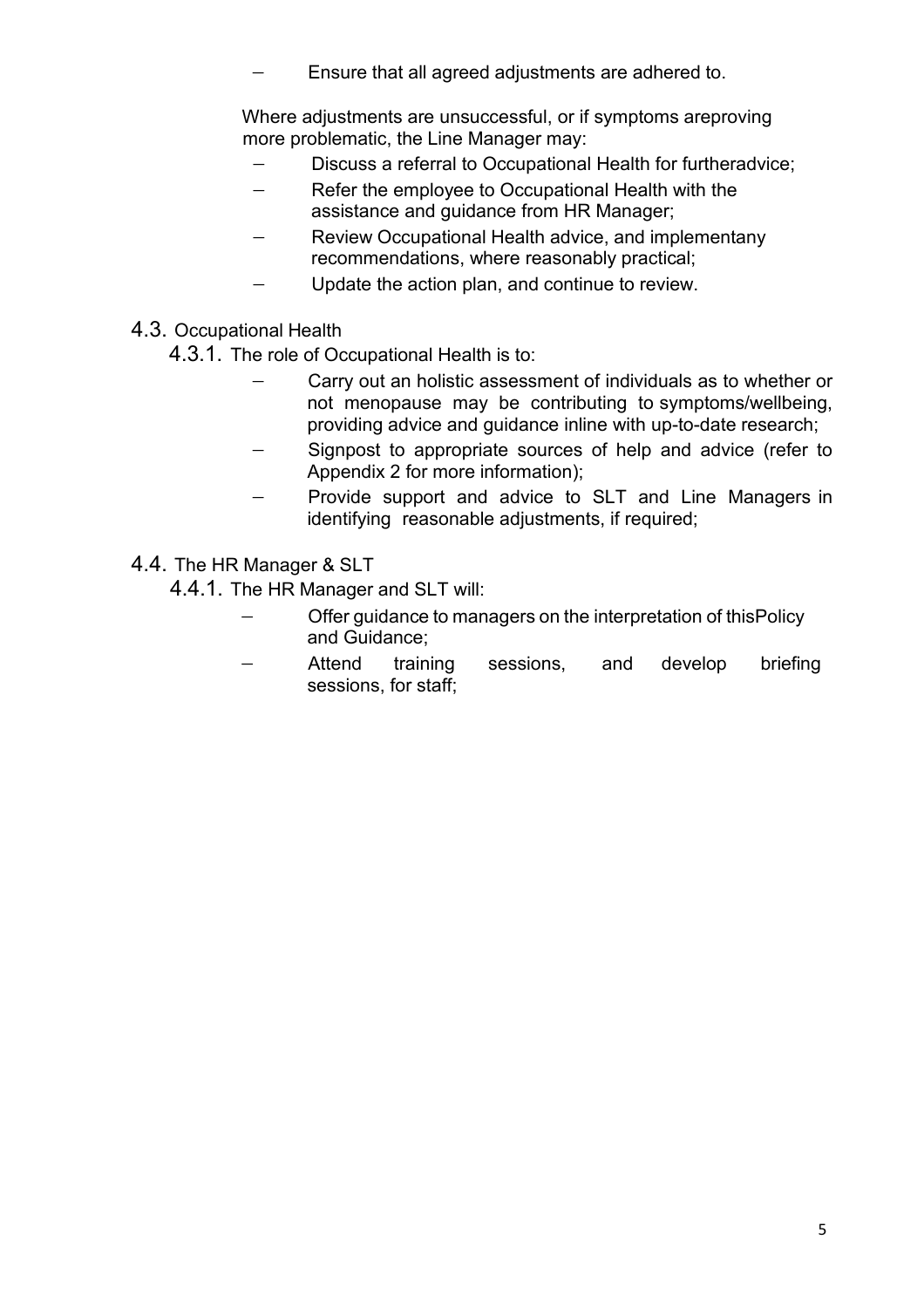- Ensure that all agreed adjustments are adhered to.

Where adjustments are unsuccessful, or if symptoms areproving more problematic, the Line Manager may:

- Discuss a referral to Occupational Health for furtheradvice;
- Refer the employee to Occupational Health with the assistance and guidance from HR Manager;
- Review Occupational Health advice, and implementany recommendations, where reasonably practical;
- Update the action plan, and continue to review.

## 4.3. Occupational Health

### 4.3.1. The role of Occupational Health is to:

- Carry out an holistic assessment of individuals as to whether or not menopause may be contributing to symptoms/wellbeing, providing advice and guidance inline with up-to-date research;
- Signpost to appropriate sources of help and advice (refer to Appendix 2 for more information);
- Provide support and advice to SLT and Line Managers in identifying reasonable adjustments, if required;

## 4.4. The HR Manager & SLT

### 4.4.1. The HR Manager and SLT will:

- Offer guidance to managers on the interpretation of thisPolicy and Guidance;
- Attend training sessions, and develop briefing sessions, for staff;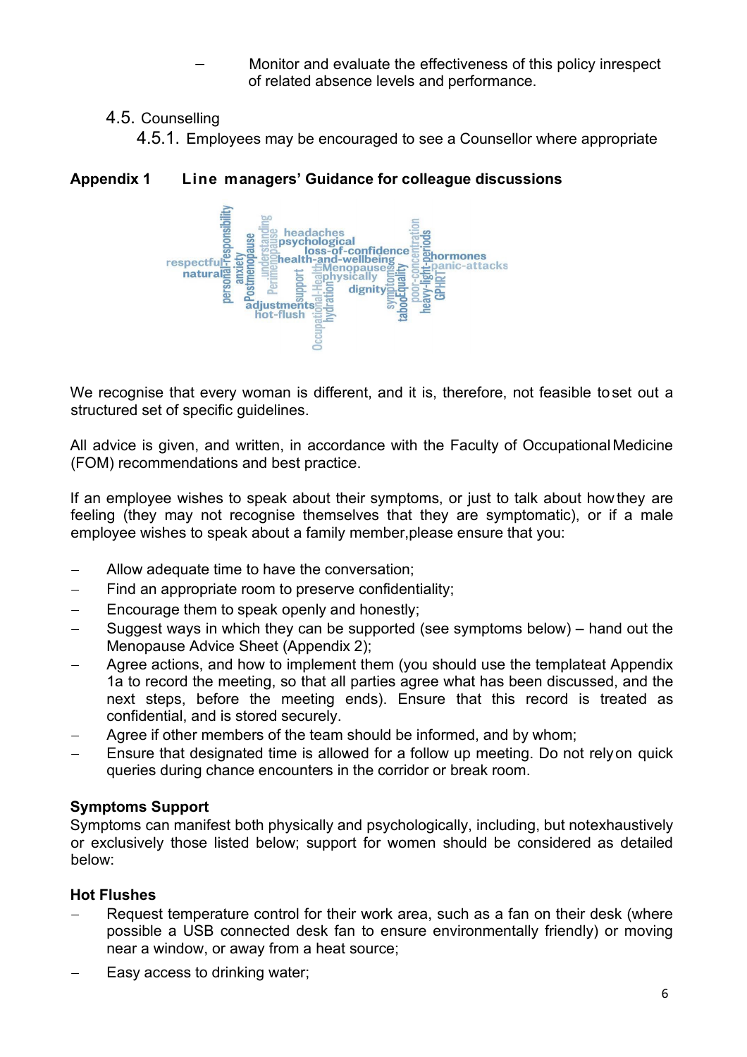- Monitor and evaluate the effectiveness of this policy inrespect of related absence levels and performance.

## 4.5. Counselling

4.5.1. Employees may be encouraged to see a Counsellor where appropriate

## Appendix 1 Line managers' Guidance for colleague discussions

We recognise that every woman is different, and it is, therefore, not feasible toset out a structured set of specific guidelines.

All advice is given, and written, in accordance with the Faculty of Occupational Medicine (FOM) recommendations and best practice.

If an employee wishes to speak about their symptoms, or just to talk about howthey are feeling (they may not recognise themselves that they are symptomatic), or if a male employee wishes to speak about a family member,please ensure that you:

- Allow adequate time to have the conversation;
- Find an appropriate room to preserve confidentiality;
- Encourage them to speak openly and honestly;
- Suggest ways in which they can be supported (see symptoms below) – hand out the Menopause Advice Sheet (Appendix 2);
- Agree actions, and how to implement them (you should use the templateat Appendix 1a to record the meeting, so that all parties agree what has been discussed, and the next steps, before the meeting ends). Ensure that this record is treated as confidential, and is stored securely.
- Agree if other members of the team should be informed, and by whom;
- Ensure that designated time is allowed for a follow up meeting. Do not relyon quick queries during chance encounters in the corridor or break room.

**Symptoms Support**

Symptoms can manifest both physically and psychologically, including, but notexhaustively or exclusively those listed below; support for women should be considered as detailed below:

**Hot Flushes**

- Request temperature control for their work area, such as a fan on their desk (where possible a USB connected desk fan to ensure environmentally friendly) or moving near a window, or away from a heat source;
- Easy access to drinking water;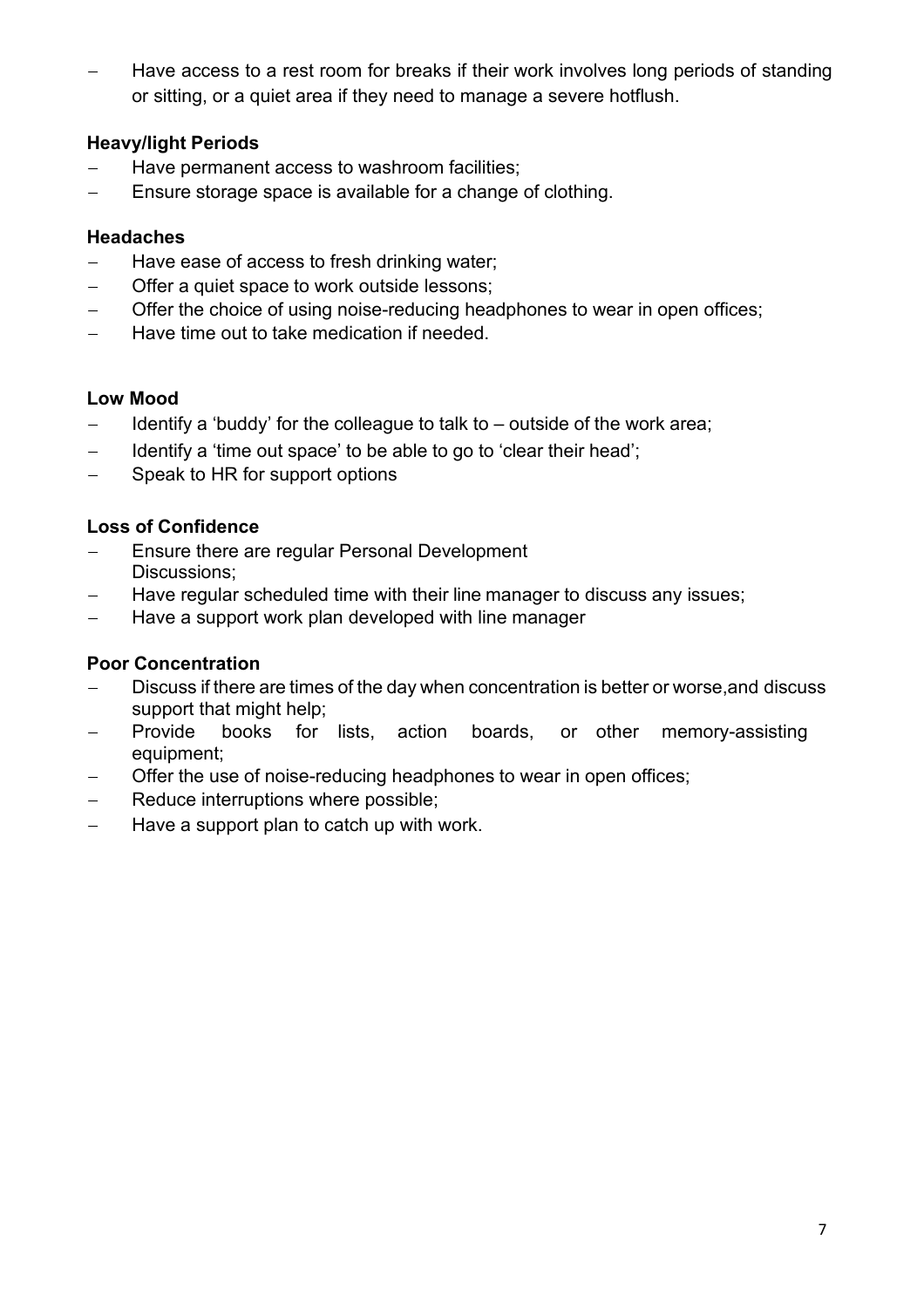- Have access to a rest room for breaks if their work involves long periods of standing or sitting, or a quiet area if they need to manage a severe hotflush.

**Heavy/light Periods**

- Have permanent access to washroom facilities;
- Ensure storage space is available for a change of clothing.

**Headaches**

- Have ease of access to fresh drinking water;
- Offer a quiet space to work outside lessons;
- Offer the choice of using noise-reducing headphones to wear in open offices;
- Have time out to take medication if needed.

**Low Mood**

- Identify a 'buddy' for the colleague to talk to – outside of the work area;
- Identify a 'time out space' to be able to go to 'clear their head';
- Speak to HR for support options

**Loss of Confidence**

- Ensure there are regular Personal Development Discussions;
- Have regular scheduled time with their line manager to discuss any issues;
- Have a support work plan developed with line manager

**Poor Concentration**

- Discuss if there are times of the day when concentration is better or worse,and discuss support that might help;
- Provide books for lists, action boards, or other memory-assisting equipment;
- Offer the use of noise-reducing headphones to wear in open offices;
- Reduce interruptions where possible;
- Have a support plan to catch up with work.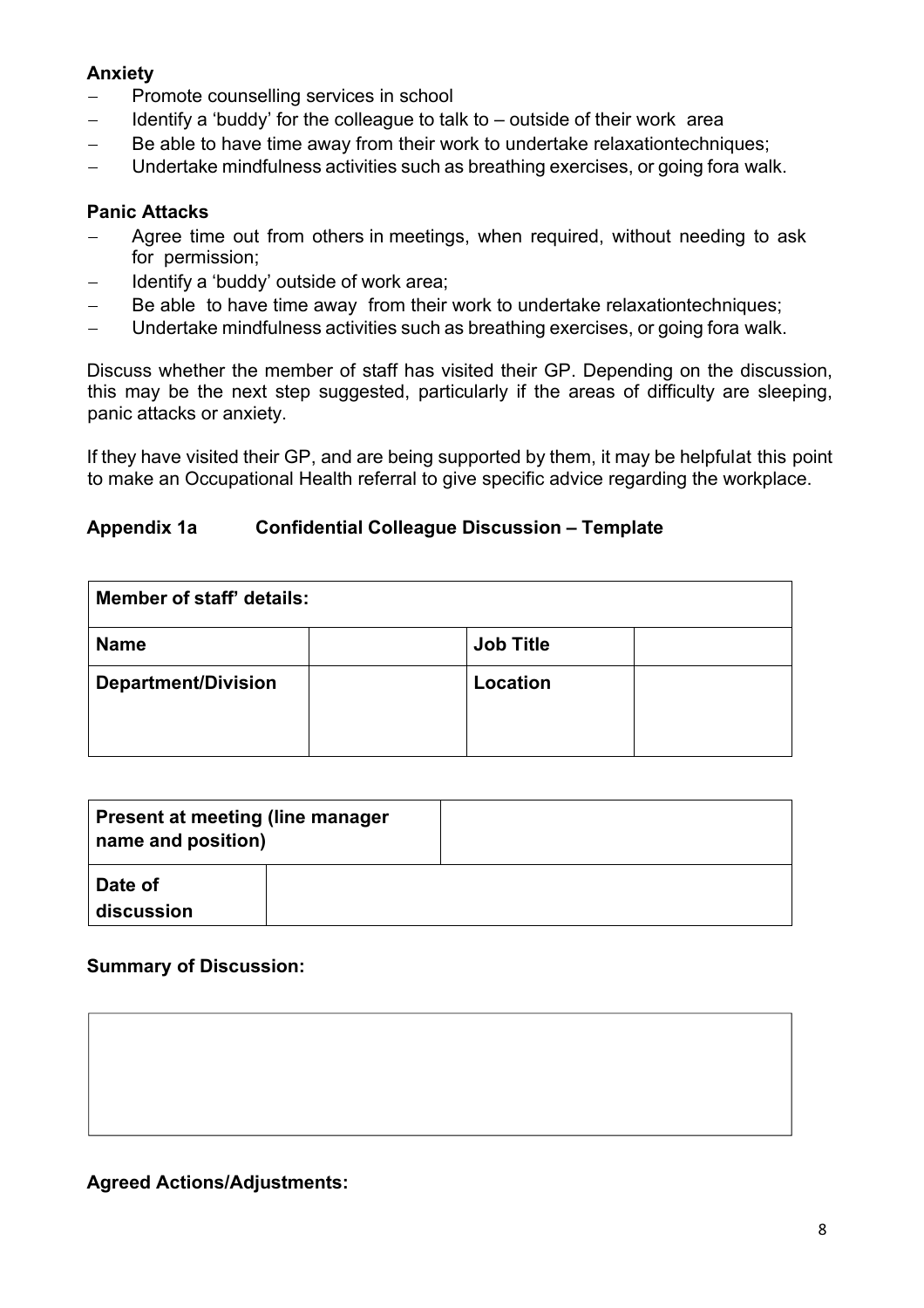**Anxiety**

- Promote counselling services in school
- Identify a 'buddy' for the colleague to talk to – outside of their work area
- Be able to have time away from their work to undertake relaxationtechniques;
- Undertake mindfulness activities such as breathing exercises, or going fora walk.

**Panic Attacks**

- Agree time out from others in meetings, when required, without needing to ask for permission;
- Identify a 'buddy' outside of work area;
- Be able to have time away from their work to undertake relaxationtechniques;
- Undertake mindfulness activities such as breathing exercises, or going fora walk.

Discuss whether the member of staff has visited their GP. Depending on the discussion, this may be the next step suggested, particularly if the areas of difficulty are sleeping, panic attacks or anxiety.

If they have visited their GP, and are being supported by them, it may be helpfulat this point to make an Occupational Health referral to give specific advice regarding the workplace.

## Appendix 1a Confidential Colleague Discussion – Template

| **Member of staff' details:** | | | |
|---|---|---|---|
| **Name** | | **Job Title** | |
| **Department/Division** | | **Location** | |

| **Present at meeting (line manager name and position)** | |
|---|---|
| **Date of discussion** | |

**Summary of Discussion:**

| |
|---|
| |

**Agreed Actions/Adjustments:**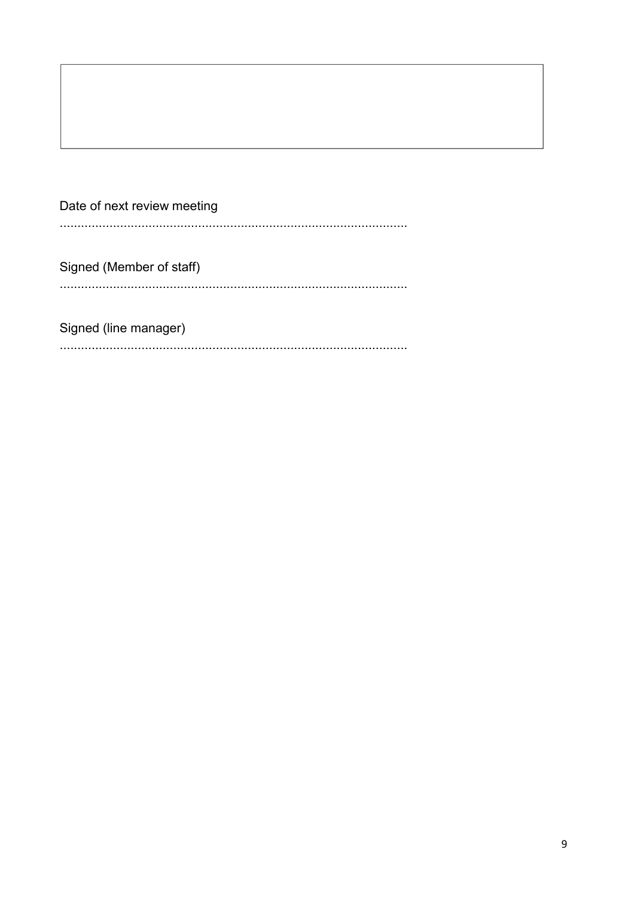|  |
| --- |
|  |

Date of next review meeting

.................................................................................................

Signed (Member of staff)

.................................................................................................

Signed (line manager)

.................................................................................................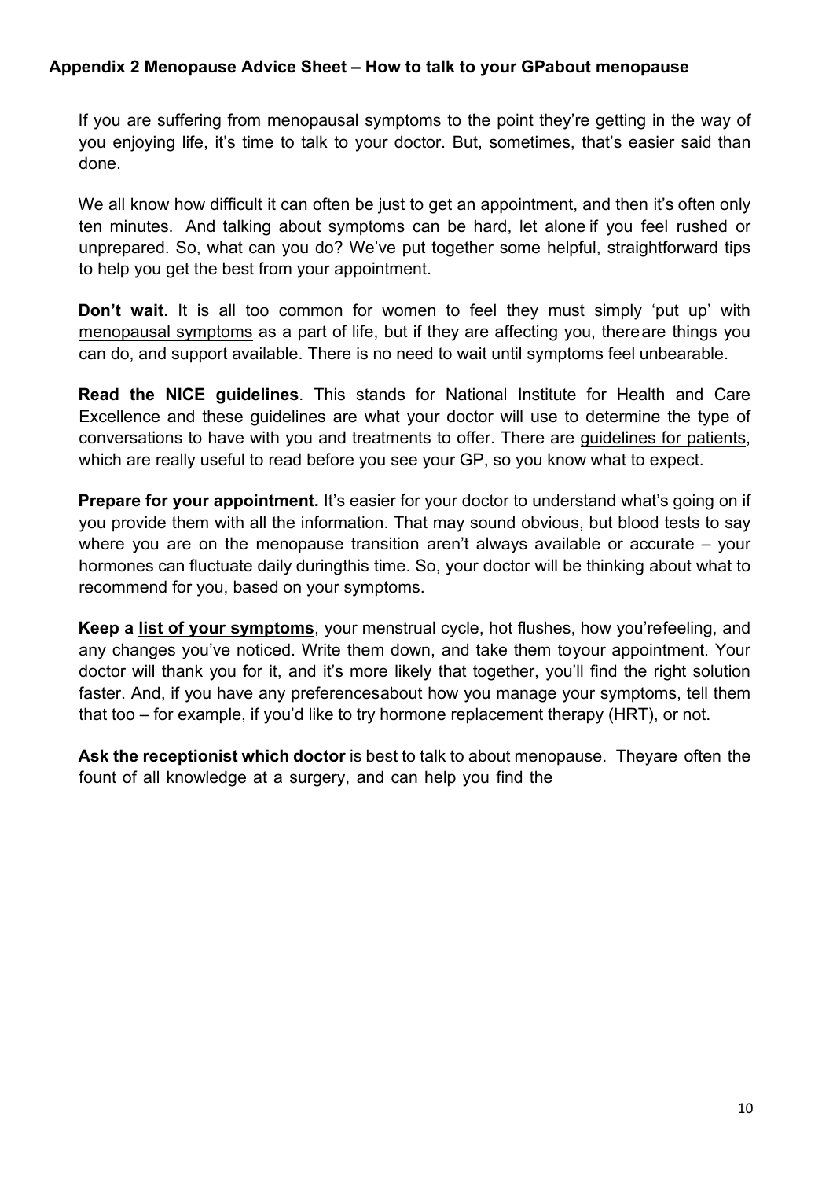### Appendix 2 Menopause Advice Sheet – How to talk to your GPabout menopause

If you are suffering from menopausal symptoms to the point they're getting in the way of you enjoying life, it's time to talk to your doctor. But, sometimes, that's easier said than done.

We all know how difficult it can often be just to get an appointment, and then it's often only ten minutes. And talking about symptoms can be hard, let alone if you feel rushed or unprepared. So, what can you do? We've put together some helpful, straightforward tips to help you get the best from your appointment.

**Don't wait**. It is all too common for women to feel they must simply 'put up' with menopausal symptoms as a part of life, but if they are affecting you, thereare things you can do, and support available. There is no need to wait until symptoms feel unbearable.

**Read the NICE guidelines**. This stands for National Institute for Health and Care Excellence and these guidelines are what your doctor will use to determine the type of conversations to have with you and treatments to offer. There are guidelines for patients, which are really useful to read before you see your GP, so you know what to expect.

**Prepare for your appointment.** It's easier for your doctor to understand what's going on if you provide them with all the information. That may sound obvious, but blood tests to say where you are on the menopause transition aren't always available or accurate – your hormones can fluctuate daily duringthis time. So, your doctor will be thinking about what to recommend for you, based on your symptoms.

**Keep a list of your symptoms**, your menstrual cycle, hot flushes, how you'refeeling, and any changes you've noticed. Write them down, and take them toyour appointment. Your doctor will thank you for it, and it's more likely that together, you'll find the right solution faster. And, if you have any preferencesabout how you manage your symptoms, tell them that too – for example, if you'd like to try hormone replacement therapy (HRT), or not.

**Ask the receptionist which doctor** is best to talk to about menopause. Theyare often the fount of all knowledge at a surgery, and can help you find the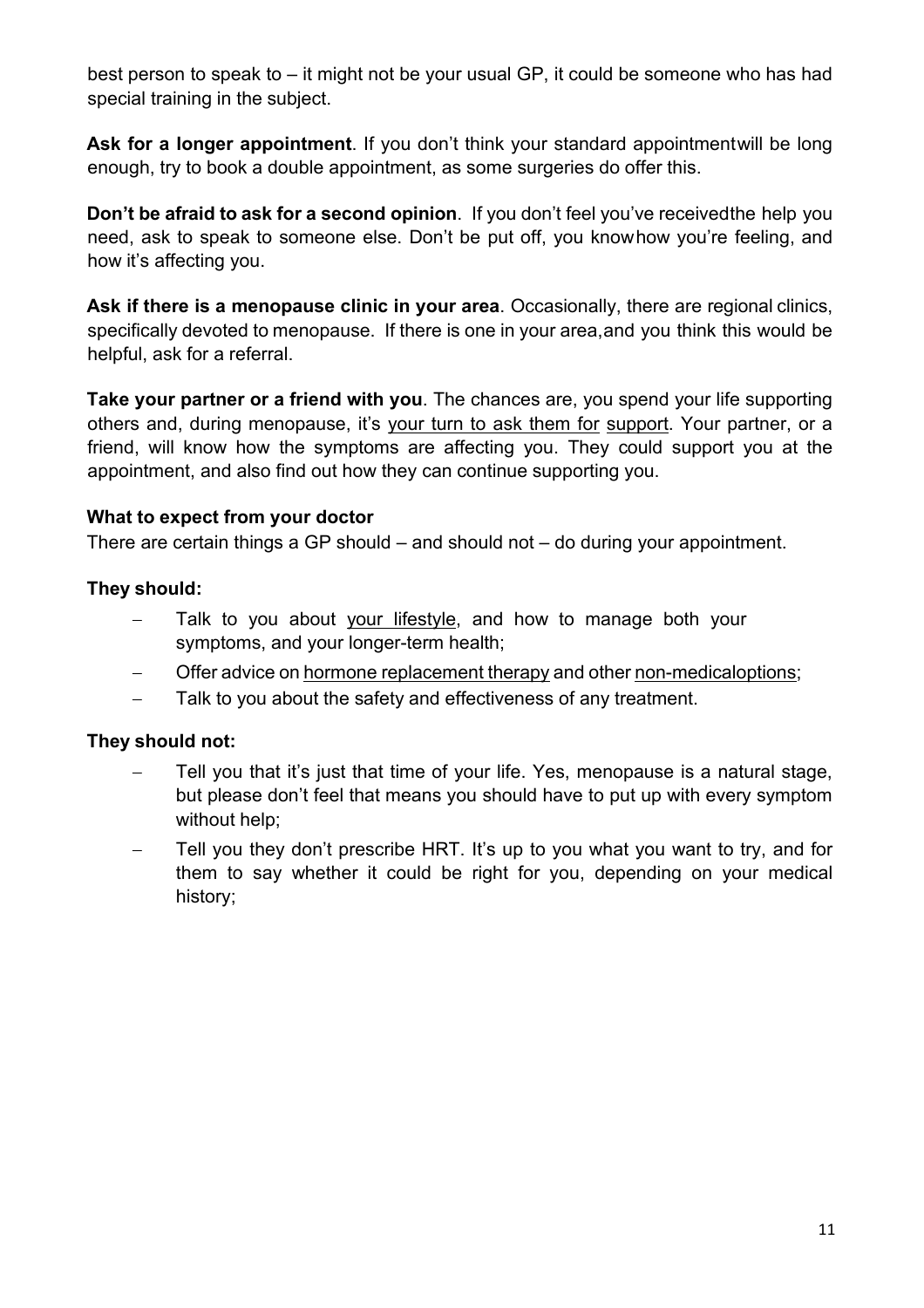best person to speak to – it might not be your usual GP, it could be someone who has had special training in the subject.

**Ask for a longer appointment**. If you don't think your standard appointmentwill be long enough, try to book a double appointment, as some surgeries do offer this.

**Don't be afraid to ask for a second opinion**. If you don't feel you've receivedthe help you need, ask to speak to someone else. Don't be put off, you knowhow you're feeling, and how it's affecting you.

**Ask if there is a menopause clinic in your area**. Occasionally, there are regional clinics, specifically devoted to menopause. If there is one in your area,and you think this would be helpful, ask for a referral.

**Take your partner or a friend with you**. The chances are, you spend your life supporting others and, during menopause, it's your turn to ask them for support. Your partner, or a friend, will know how the symptoms are affecting you. They could support you at the appointment, and also find out how they can continue supporting you.

**What to expect from your doctor**

There are certain things a GP should – and should not – do during your appointment.

**They should:**

- Talk to you about your lifestyle, and how to manage both your symptoms, and your longer-term health;
- Offer advice on hormone replacement therapy and other non-medicaloptions;
- Talk to you about the safety and effectiveness of any treatment.

**They should not:**

- Tell you that it's just that time of your life. Yes, menopause is a natural stage, but please don't feel that means you should have to put up with every symptom without help;
- Tell you they don't prescribe HRT. It's up to you what you want to try, and for them to say whether it could be right for you, depending on your medical history;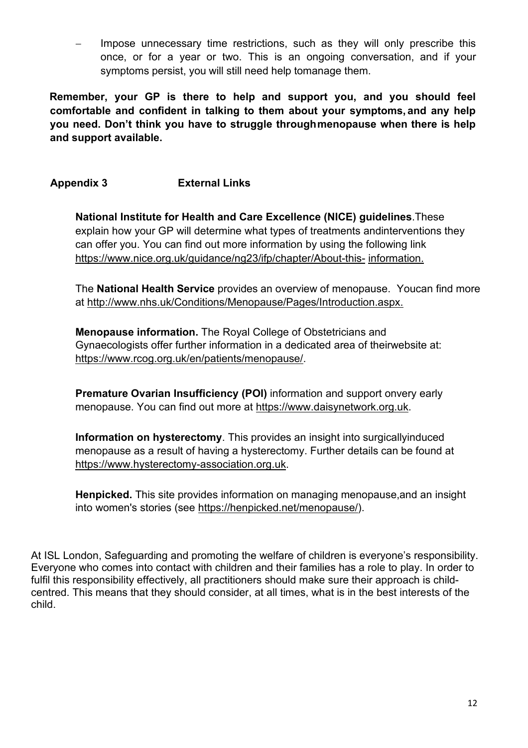- Impose unnecessary time restrictions, such as they will only prescribe this once, or for a year or two. This is an ongoing conversation, and if your symptoms persist, you will still need help tomanage them.

**Remember, your GP is there to help and support you, and you should feel comfortable and confident in talking to them about your symptoms, and any help you need. Don't think you have to struggle throughmenopause when there is help and support available.**

## Appendix 3 External Links

**National Institute for Health and Care Excellence (NICE) guidelines**.These explain how your GP will determine what types of treatments andinterventions they can offer you. You can find out more information by using the following link https://www.nice.org.uk/guidance/ng23/ifp/chapter/About-this- information.

The **National Health Service** provides an overview of menopause. Youcan find more at http://www.nhs.uk/Conditions/Menopause/Pages/Introduction.aspx.

**Menopause information.** The Royal College of Obstetricians and Gynaecologists offer further information in a dedicated area of theirwebsite at: https://www.rcog.org.uk/en/patients/menopause/.

**Premature Ovarian Insufficiency (POI)** information and support onvery early menopause. You can find out more at https://www.daisynetwork.org.uk.

**Information on hysterectomy**. This provides an insight into surgicallyinduced menopause as a result of having a hysterectomy. Further details can be found at https://www.hysterectomy-association.org.uk.

**Henpicked.** This site provides information on managing menopause,and an insight into women's stories (see https://henpicked.net/menopause/).

At ISL London, Safeguarding and promoting the welfare of children is everyone's responsibility. Everyone who comes into contact with children and their families has a role to play. In order to fulfil this responsibility effectively, all practitioners should make sure their approach is child-centred. This means that they should consider, at all times, what is in the best interests of the child.